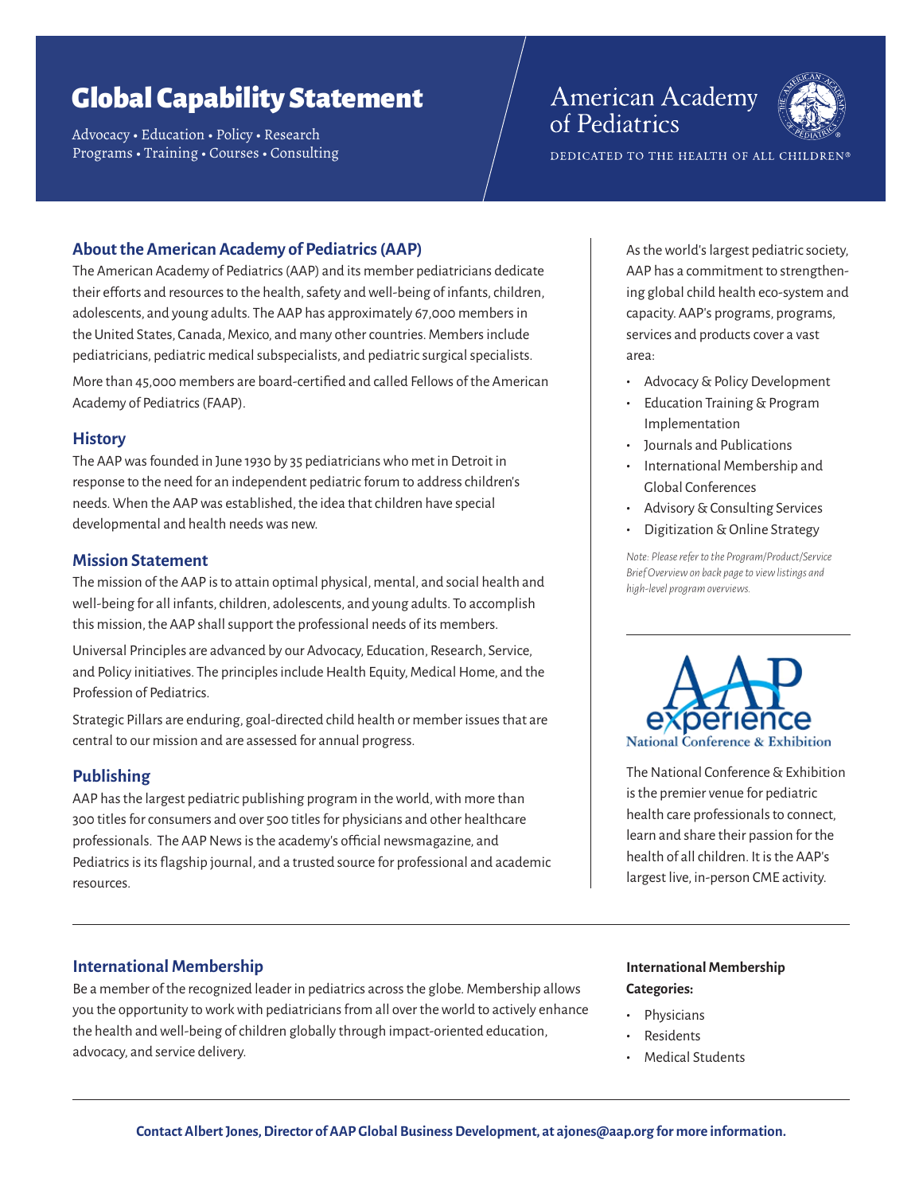# Global Capability Statement

Advocacy • Education • Policy • Research
Programs • Training • Courses • Consulting

American Academy of Pediatrics

DEDICATED TO THE HEALTH OF ALL CHILDREN®

## About the American Academy of Pediatrics (AAP)

The American Academy of Pediatrics (AAP) and its member pediatricians dedicate their efforts and resources to the health, safety and well-being of infants, children, adolescents, and young adults. The AAP has approximately 67,000 members in the United States, Canada, Mexico, and many other countries. Members include pediatricians, pediatric medical subspecialists, and pediatric surgical specialists.

More than 45,000 members are board-certified and called Fellows of the American Academy of Pediatrics (FAAP).

## History

The AAP was founded in June 1930 by 35 pediatricians who met in Detroit in response to the need for an independent pediatric forum to address children's needs. When the AAP was established, the idea that children have special developmental and health needs was new.

## Mission Statement

The mission of the AAP is to attain optimal physical, mental, and social health and well-being for all infants, children, adolescents, and young adults. To accomplish this mission, the AAP shall support the professional needs of its members.

Universal Principles are advanced by our Advocacy, Education, Research, Service, and Policy initiatives. The principles include Health Equity, Medical Home, and the Profession of Pediatrics.

Strategic Pillars are enduring, goal-directed child health or member issues that are central to our mission and are assessed for annual progress.

## Publishing

AAP has the largest pediatric publishing program in the world, with more than 300 titles for consumers and over 500 titles for physicians and other healthcare professionals. The AAP News is the academy's official newsmagazine, and Pediatrics is its flagship journal, and a trusted source for professional and academic resources.

As the world's largest pediatric society, AAP has a commitment to strengthening global child health eco-system and capacity. AAP's programs, programs, services and products cover a vast area:

- Advocacy & Policy Development
- Education Training & Program Implementation
- Journals and Publications
- International Membership and Global Conferences
- Advisory & Consulting Services
- Digitization & Online Strategy

*Note: Please refer to the Program/Product/Service Brief Overview on back page to view listings and high-level program overviews.*

AAP experience
National Conference & Exhibition

The National Conference & Exhibition is the premier venue for pediatric health care professionals to connect, learn and share their passion for the health of all children. It is the AAP's largest live, in-person CME activity.

## International Membership

Be a member of the recognized leader in pediatrics across the globe. Membership allows you the opportunity to work with pediatricians from all over the world to actively enhance the health and well-being of children globally through impact-oriented education, advocacy, and service delivery.

**International Membership Categories:**

- Physicians
- Residents
- Medical Students

**Contact Albert Jones, Director of AAP Global Business Development, at ajones@aap.org for more information.**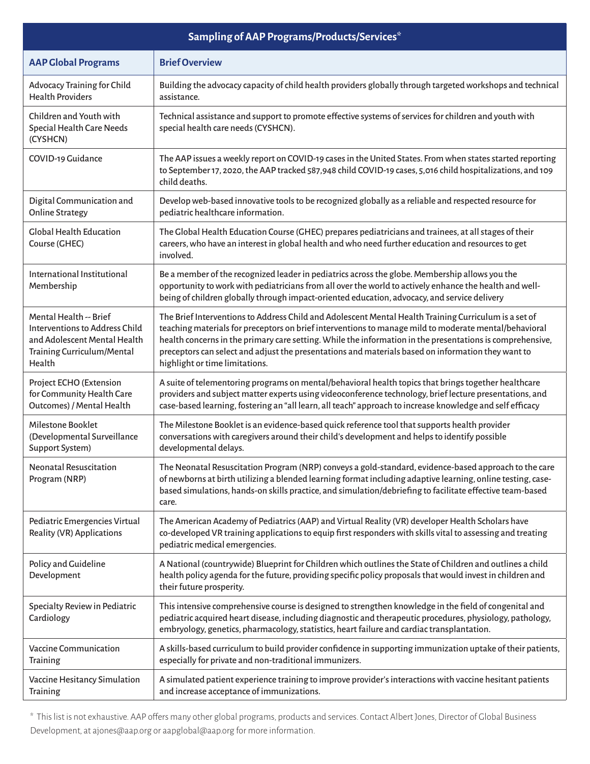| Sampling of AAP Programs/Products/Services* | |
|---|---|
| **AAP Global Programs** | **Brief Overview** |
| Advocacy Training for Child Health Providers | Building the advocacy capacity of child health providers globally through targeted workshops and technical assistance. |
| Children and Youth with Special Health Care Needs (CYSHCN) | Technical assistance and support to promote effective systems of services for children and youth with special health care needs (CYSHCN). |
| COVID-19 Guidance | The AAP issues a weekly report on COVID-19 cases in the United States. From when states started reporting to September 17, 2020, the AAP tracked 587,948 child COVID-19 cases, 5,016 child hospitalizations, and 109 child deaths. |
| Digital Communication and Online Strategy | Develop web-based innovative tools to be recognized globally as a reliable and respected resource for pediatric healthcare information. |
| Global Health Education Course (GHEC) | The Global Health Education Course (GHEC) prepares pediatricians and trainees, at all stages of their careers, who have an interest in global health and who need further education and resources to get involved. |
| International Institutional Membership | Be a member of the recognized leader in pediatrics across the globe. Membership allows you the opportunity to work with pediatricians from all over the world to actively enhance the health and well-being of children globally through impact-oriented education, advocacy, and service delivery |
| Mental Health -- Brief Interventions to Address Child and Adolescent Mental Health Training Curriculum/Mental Health | The Brief Interventions to Address Child and Adolescent Mental Health Training Curriculum is a set of teaching materials for preceptors on brief interventions to manage mild to moderate mental/behavioral health concerns in the primary care setting. While the information in the presentations is comprehensive, preceptors can select and adjust the presentations and materials based on information they want to highlight or time limitations. |
| Project ECHO (Extension for Community Health Care Outcomes) / Mental Health | A suite of telementoring programs on mental/behavioral health topics that brings together healthcare providers and subject matter experts using videoconference technology, brief lecture presentations, and case-based learning, fostering an "all learn, all teach" approach to increase knowledge and self efficacy |
| Milestone Booklet (Developmental Surveillance Support System) | The Milestone Booklet is an evidence-based quick reference tool that supports health provider conversations with caregivers around their child's development and helps to identify possible developmental delays. |
| Neonatal Resuscitation Program (NRP) | The Neonatal Resuscitation Program (NRP) conveys a gold-standard, evidence-based approach to the care of newborns at birth utilizing a blended learning format including adaptive learning, online testing, case-based simulations, hands-on skills practice, and simulation/debriefing to facilitate effective team-based care. |
| Pediatric Emergencies Virtual Reality (VR) Applications | The American Academy of Pediatrics (AAP) and Virtual Reality (VR) developer Health Scholars have co-developed VR training applications to equip first responders with skills vital to assessing and treating pediatric medical emergencies. |
| Policy and Guideline Development | A National (countrywide) Blueprint for Children which outlines the State of Children and outlines a child health policy agenda for the future, providing specific policy proposals that would invest in children and their future prosperity. |
| Specialty Review in Pediatric Cardiology | This intensive comprehensive course is designed to strengthen knowledge in the field of congenital and pediatric acquired heart disease, including diagnostic and therapeutic procedures, physiology, pathology, embryology, genetics, pharmacology, statistics, heart failure and cardiac transplantation. |
| Vaccine Communication Training | A skills-based curriculum to build provider confidence in supporting immunization uptake of their patients, especially for private and non-traditional immunizers. |
| Vaccine Hesitancy Simulation Training | A simulated patient experience training to improve provider's interactions with vaccine hesitant patients and increase acceptance of immunizations. |

* This list is not exhaustive. AAP offers many other global programs, products and services. Contact Albert Jones, Director of Global Business Development, at ajones@aap.org or aapglobal@aap.org for more information.